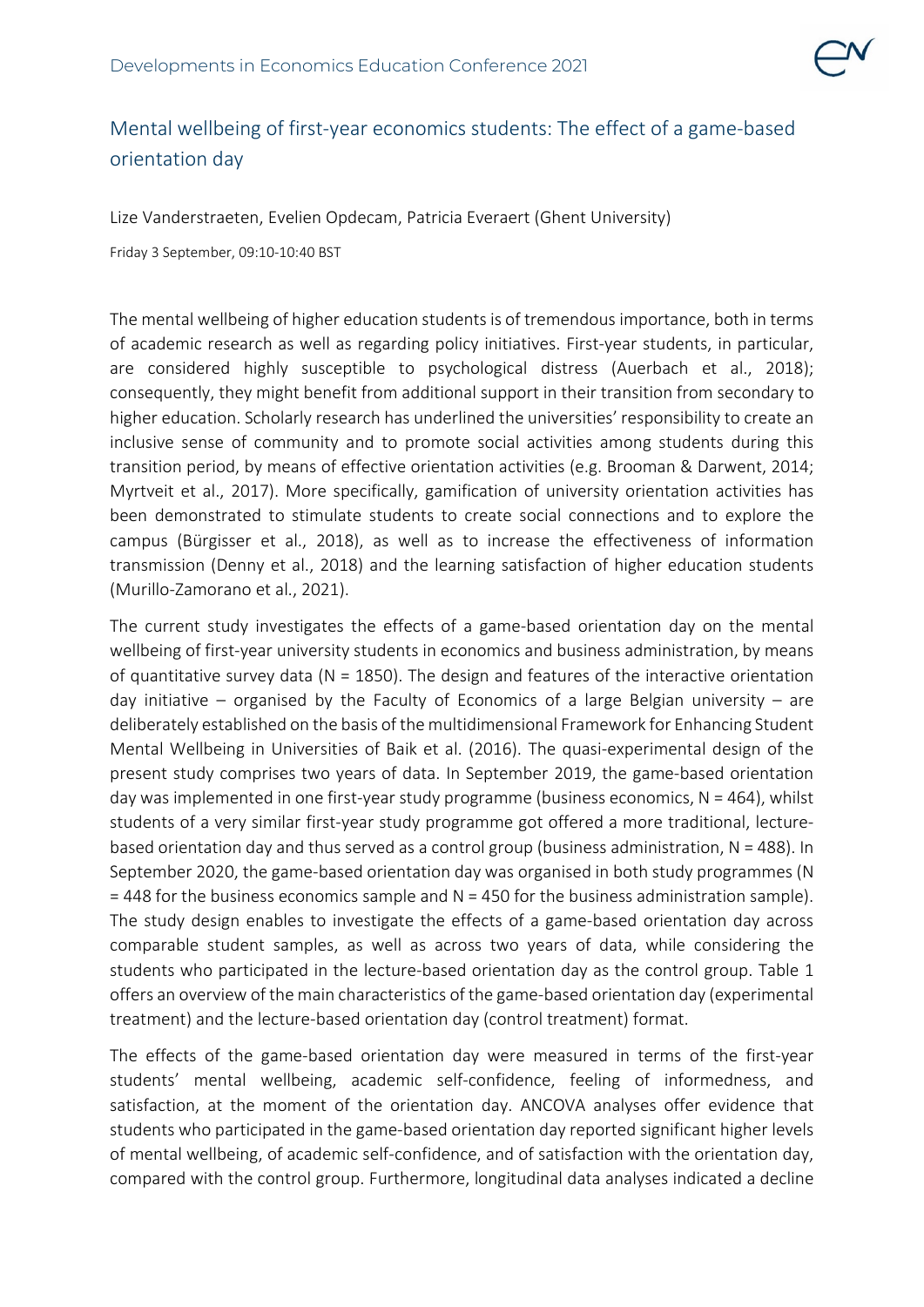# Mental wellbeing of first-year economics students: The effect of a game-based orientation day

Lize Vanderstraeten, Evelien Opdecam, Patricia Everaert (Ghent University)

Friday 3 September, 09:10-10:40 BST

The mental wellbeing of higher education students is of tremendous importance, both in terms of academic research as well as regarding policy initiatives. First-year students, in particular, are considered highly susceptible to psychological distress (Auerbach et al., 2018); consequently, they might benefit from additional support in their transition from secondary to higher education. Scholarly research has underlined the universities' responsibility to create an inclusive sense of community and to promote social activities among students during this transition period, by means of effective orientation activities (e.g. Brooman & Darwent, 2014; Myrtveit et al., 2017). More specifically, gamification of university orientation activities has been demonstrated to stimulate students to create social connections and to explore the campus (Bürgisser et al., 2018), as well as to increase the effectiveness of information transmission (Denny et al., 2018) and the learning satisfaction of higher education students (Murillo-Zamorano et al., 2021).

The current study investigates the effects of a game-based orientation day on the mental wellbeing of first-year university students in economics and business administration, by means of quantitative survey data (N = 1850). The design and features of the interactive orientation day initiative – organised by the Faculty of Economics of a large Belgian university – are deliberately established on the basis of the multidimensional Framework for Enhancing Student Mental Wellbeing in Universities of Baik et al. (2016). The quasi-experimental design of the present study comprises two years of data. In September 2019, the game-based orientation day was implemented in one first-year study programme (business economics, N = 464), whilst students of a very similar first-year study programme got offered a more traditional, lecture-based orientation day and thus served as a control group (business administration, N = 488). In September 2020, the game-based orientation day was organised in both study programmes (N = 448 for the business economics sample and N = 450 for the business administration sample). The study design enables to investigate the effects of a game-based orientation day across comparable student samples, as well as across two years of data, while considering the students who participated in the lecture-based orientation day as the control group. Table 1 offers an overview of the main characteristics of the game-based orientation day (experimental treatment) and the lecture-based orientation day (control treatment) format.

The effects of the game-based orientation day were measured in terms of the first-year students' mental wellbeing, academic self-confidence, feeling of informedness, and satisfaction, at the moment of the orientation day. ANCOVA analyses offer evidence that students who participated in the game-based orientation day reported significant higher levels of mental wellbeing, of academic self-confidence, and of satisfaction with the orientation day, compared with the control group. Furthermore, longitudinal data analyses indicated a decline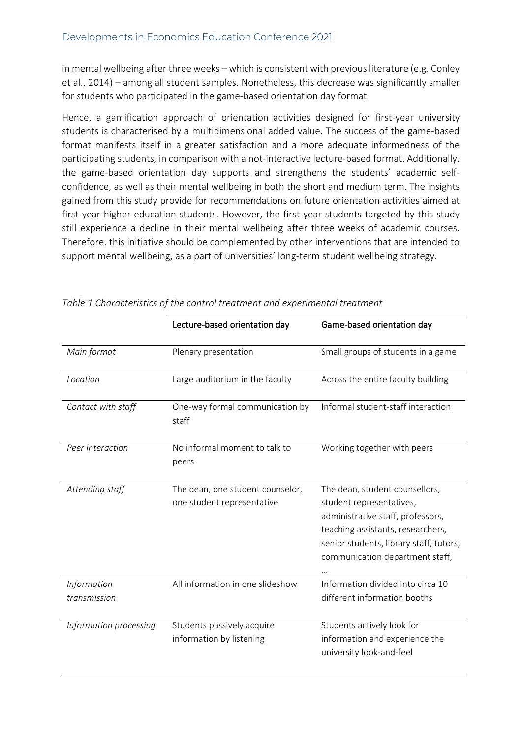in mental wellbeing after three weeks – which is consistent with previous literature (e.g. Conley et al., 2014) – among all student samples. Nonetheless, this decrease was significantly smaller for students who participated in the game-based orientation day format.

Hence, a gamification approach of orientation activities designed for first-year university students is characterised by a multidimensional added value. The success of the game-based format manifests itself in a greater satisfaction and a more adequate informedness of the participating students, in comparison with a not-interactive lecture-based format. Additionally, the game-based orientation day supports and strengthens the students' academic self-confidence, as well as their mental wellbeing in both the short and medium term. The insights gained from this study provide for recommendations on future orientation activities aimed at first-year higher education students. However, the first-year students targeted by this study still experience a decline in their mental wellbeing after three weeks of academic courses. Therefore, this initiative should be complemented by other interventions that are intended to support mental wellbeing, as a part of universities' long-term student wellbeing strategy.

*Table 1 Characteristics of the control treatment and experimental treatment*

| | Lecture-based orientation day | Game-based orientation day |
|---|---|---|
| *Main format* | Plenary presentation | Small groups of students in a game |
| *Location* | Large auditorium in the faculty | Across the entire faculty building |
| *Contact with staff* | One-way formal communication by staff | Informal student-staff interaction |
| *Peer interaction* | No informal moment to talk to peers | Working together with peers |
| *Attending staff* | The dean, one student counselor, one student representative | The dean, student counsellors, student representatives, administrative staff, professors, teaching assistants, researchers, senior students, library staff, tutors, communication department staff, … |
| *Information transmission* | All information in one slideshow | Information divided into circa 10 different information booths |
| *Information processing* | Students passively acquire information by listening | Students actively look for information and experience the university look-and-feel |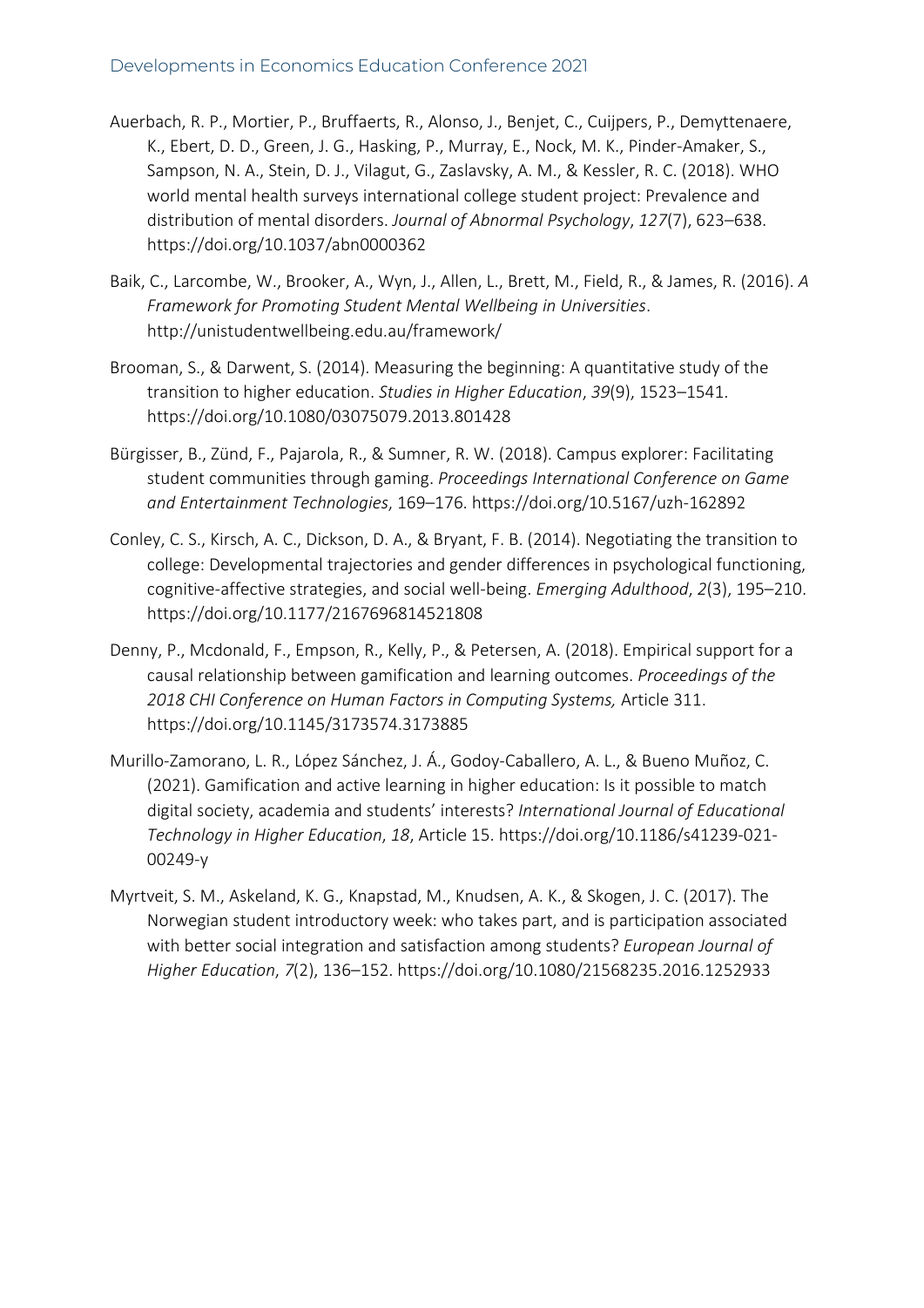Auerbach, R. P., Mortier, P., Bruffaerts, R., Alonso, J., Benjet, C., Cuijpers, P., Demyttenaere, K., Ebert, D. D., Green, J. G., Hasking, P., Murray, E., Nock, M. K., Pinder-Amaker, S., Sampson, N. A., Stein, D. J., Vilagut, G., Zaslavsky, A. M., & Kessler, R. C. (2018). WHO world mental health surveys international college student project: Prevalence and distribution of mental disorders. *Journal of Abnormal Psychology*, *127*(7), 623–638. https://doi.org/10.1037/abn0000362

Baik, C., Larcombe, W., Brooker, A., Wyn, J., Allen, L., Brett, M., Field, R., & James, R. (2016). *A Framework for Promoting Student Mental Wellbeing in Universities*. http://unistudentwellbeing.edu.au/framework/

Brooman, S., & Darwent, S. (2014). Measuring the beginning: A quantitative study of the transition to higher education. *Studies in Higher Education*, *39*(9), 1523–1541. https://doi.org/10.1080/03075079.2013.801428

Bürgisser, B., Zünd, F., Pajarola, R., & Sumner, R. W. (2018). Campus explorer: Facilitating student communities through gaming. *Proceedings International Conference on Game and Entertainment Technologies*, 169–176. https://doi.org/10.5167/uzh-162892

Conley, C. S., Kirsch, A. C., Dickson, D. A., & Bryant, F. B. (2014). Negotiating the transition to college: Developmental trajectories and gender differences in psychological functioning, cognitive-affective strategies, and social well-being. *Emerging Adulthood*, *2*(3), 195–210. https://doi.org/10.1177/2167696814521808

Denny, P., Mcdonald, F., Empson, R., Kelly, P., & Petersen, A. (2018). Empirical support for a causal relationship between gamification and learning outcomes. *Proceedings of the 2018 CHI Conference on Human Factors in Computing Systems,* Article 311. https://doi.org/10.1145/3173574.3173885

Murillo-Zamorano, L. R., López Sánchez, J. Á., Godoy-Caballero, A. L., & Bueno Muñoz, C. (2021). Gamification and active learning in higher education: Is it possible to match digital society, academia and students' interests? *International Journal of Educational Technology in Higher Education*, *18*, Article 15. https://doi.org/10.1186/s41239-021-00249-y

Myrtveit, S. M., Askeland, K. G., Knapstad, M., Knudsen, A. K., & Skogen, J. C. (2017). The Norwegian student introductory week: who takes part, and is participation associated with better social integration and satisfaction among students? *European Journal of Higher Education*, *7*(2), 136–152. https://doi.org/10.1080/21568235.2016.1252933